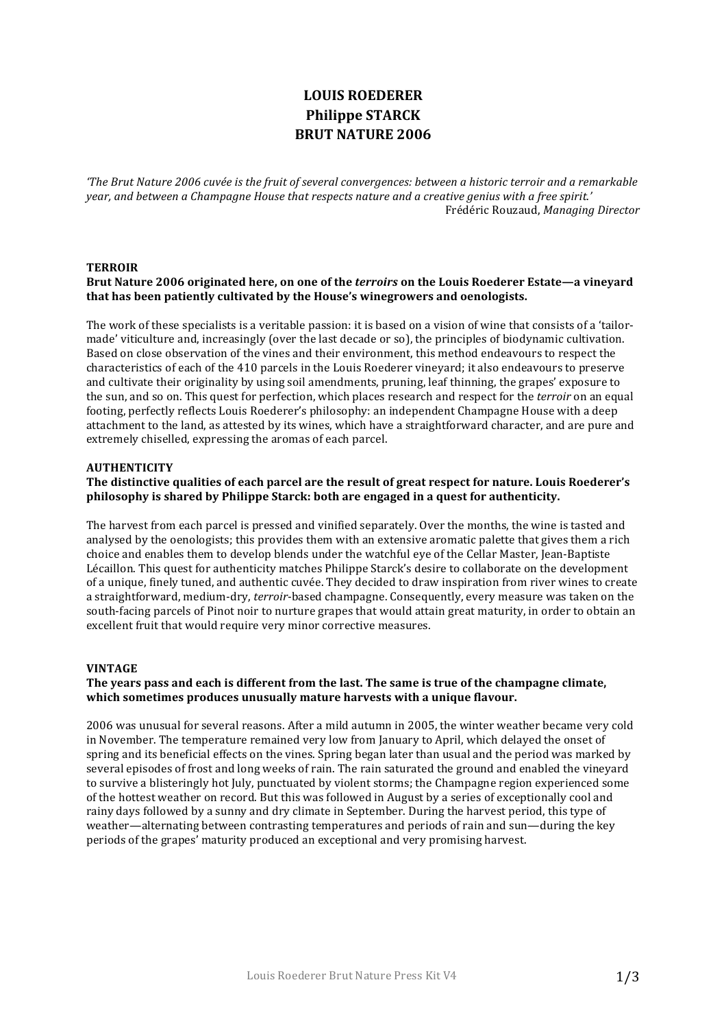# LOUIS ROEDERER
# Philippe STARCK
# BRUT NATURE 2006

*'The Brut Nature 2006 cuvée is the fruit of several convergences: between a historic terroir and a remarkable year, and between a Champagne House that respects nature and a creative genius with a free spirit.'*
Frédéric Rouzaud, *Managing Director*

## TERROIR

**Brut Nature 2006 originated here, on one of the *terroirs* on the Louis Roederer Estate—a vineyard that has been patiently cultivated by the House's winegrowers and oenologists.**

The work of these specialists is a veritable passion: it is based on a vision of wine that consists of a 'tailor-made' viticulture and, increasingly (over the last decade or so), the principles of biodynamic cultivation. Based on close observation of the vines and their environment, this method endeavours to respect the characteristics of each of the 410 parcels in the Louis Roederer vineyard; it also endeavours to preserve and cultivate their originality by using soil amendments, pruning, leaf thinning, the grapes' exposure to the sun, and so on. This quest for perfection, which places research and respect for the *terroir* on an equal footing, perfectly reflects Louis Roederer's philosophy: an independent Champagne House with a deep attachment to the land, as attested by its wines, which have a straightforward character, and are pure and extremely chiselled, expressing the aromas of each parcel.

## AUTHENTICITY

**The distinctive qualities of each parcel are the result of great respect for nature. Louis Roederer's philosophy is shared by Philippe Starck: both are engaged in a quest for authenticity.**

The harvest from each parcel is pressed and vinified separately. Over the months, the wine is tasted and analysed by the oenologists; this provides them with an extensive aromatic palette that gives them a rich choice and enables them to develop blends under the watchful eye of the Cellar Master, Jean-Baptiste Lécaillon. This quest for authenticity matches Philippe Starck's desire to collaborate on the development of a unique, finely tuned, and authentic cuvée. They decided to draw inspiration from river wines to create a straightforward, medium-dry, *terroir*-based champagne. Consequently, every measure was taken on the south-facing parcels of Pinot noir to nurture grapes that would attain great maturity, in order to obtain an excellent fruit that would require very minor corrective measures.

## VINTAGE

**The years pass and each is different from the last. The same is true of the champagne climate, which sometimes produces unusually mature harvests with a unique flavour.**

2006 was unusual for several reasons. After a mild autumn in 2005, the winter weather became very cold in November. The temperature remained very low from January to April, which delayed the onset of spring and its beneficial effects on the vines. Spring began later than usual and the period was marked by several episodes of frost and long weeks of rain. The rain saturated the ground and enabled the vineyard to survive a blisteringly hot July, punctuated by violent storms; the Champagne region experienced some of the hottest weather on record. But this was followed in August by a series of exceptionally cool and rainy days followed by a sunny and dry climate in September. During the harvest period, this type of weather—alternating between contrasting temperatures and periods of rain and sun—during the key periods of the grapes' maturity produced an exceptional and very promising harvest.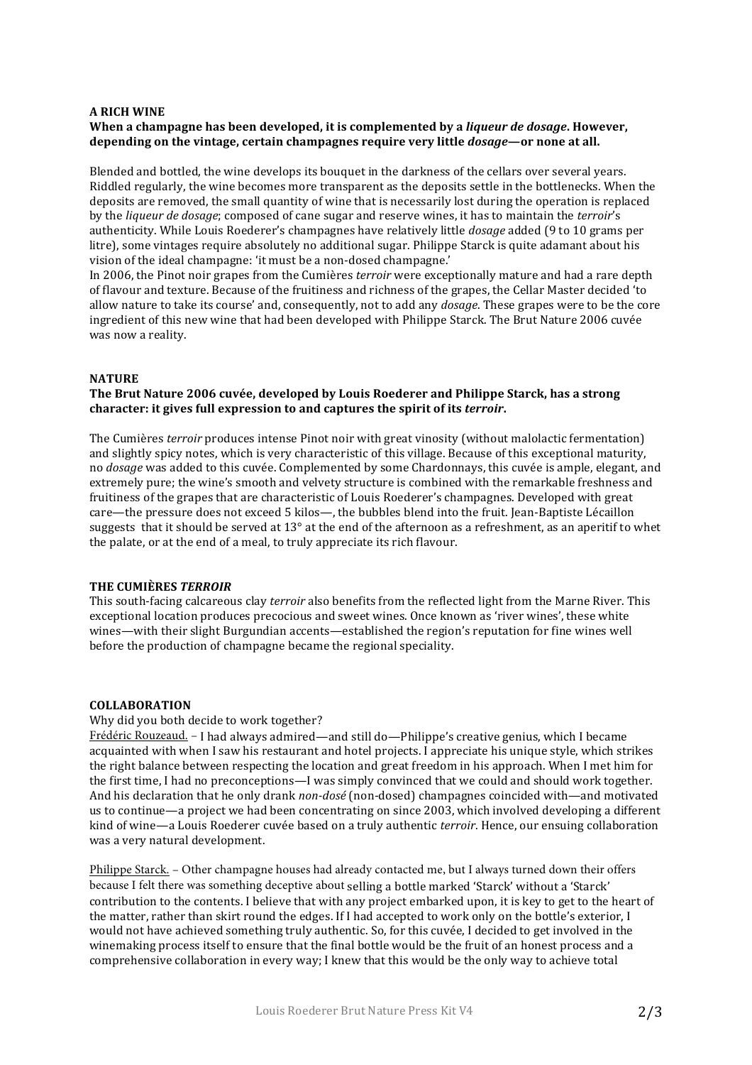## A RICH WINE

**When a champagne has been developed, it is complemented by a *liqueur de dosage*. However, depending on the vintage, certain champagnes require very little *dosage*—or none at all.**

Blended and bottled, the wine develops its bouquet in the darkness of the cellars over several years. Riddled regularly, the wine becomes more transparent as the deposits settle in the bottlenecks. When the deposits are removed, the small quantity of wine that is necessarily lost during the operation is replaced by the *liqueur de dosage*; composed of cane sugar and reserve wines, it has to maintain the *terroir*'s authenticity. While Louis Roederer's champagnes have relatively little *dosage* added (9 to 10 grams per litre), some vintages require absolutely no additional sugar. Philippe Starck is quite adamant about his vision of the ideal champagne: 'it must be a non-dosed champagne.'

In 2006, the Pinot noir grapes from the Cumières *terroir* were exceptionally mature and had a rare depth of flavour and texture. Because of the fruitiness and richness of the grapes, the Cellar Master decided 'to allow nature to take its course' and, consequently, not to add any *dosage*. These grapes were to be the core ingredient of this new wine that had been developed with Philippe Starck. The Brut Nature 2006 cuvée was now a reality.

## NATURE

**The Brut Nature 2006 cuvée, developed by Louis Roederer and Philippe Starck, has a strong character: it gives full expression to and captures the spirit of its *terroir*.**

The Cumières *terroir* produces intense Pinot noir with great vinosity (without malolactic fermentation) and slightly spicy notes, which is very characteristic of this village. Because of this exceptional maturity, no *dosage* was added to this cuvée. Complemented by some Chardonnays, this cuvée is ample, elegant, and extremely pure; the wine's smooth and velvety structure is combined with the remarkable freshness and fruitiness of the grapes that are characteristic of Louis Roederer's champagnes. Developed with great care—the pressure does not exceed 5 kilos—, the bubbles blend into the fruit. Jean-Baptiste Lécaillon suggests that it should be served at 13° at the end of the afternoon as a refreshment, as an aperitif to whet the palate, or at the end of a meal, to truly appreciate its rich flavour.

## THE CUMIÈRES *TERROIR*

This south-facing calcareous clay *terroir* also benefits from the reflected light from the Marne River. This exceptional location produces precocious and sweet wines. Once known as 'river wines', these white wines—with their slight Burgundian accents—established the region's reputation for fine wines well before the production of champagne became the regional speciality.

## COLLABORATION

Why did you both decide to work together?

Frédéric Rouzeaud. – I had always admired—and still do—Philippe's creative genius, which I became acquainted with when I saw his restaurant and hotel projects. I appreciate his unique style, which strikes the right balance between respecting the location and great freedom in his approach. When I met him for the first time, I had no preconceptions—I was simply convinced that we could and should work together. And his declaration that he only drank *non-dosé* (non-dosed) champagnes coincided with—and motivated us to continue—a project we had been concentrating on since 2003, which involved developing a different kind of wine—a Louis Roederer cuvée based on a truly authentic *terroir*. Hence, our ensuing collaboration was a very natural development.

Philippe Starck. – Other champagne houses had already contacted me, but I always turned down their offers because I felt there was something deceptive about selling a bottle marked 'Starck' without a 'Starck' contribution to the contents. I believe that with any project embarked upon, it is key to get to the heart of the matter, rather than skirt round the edges. If I had accepted to work only on the bottle's exterior, I would not have achieved something truly authentic. So, for this cuvée, I decided to get involved in the winemaking process itself to ensure that the final bottle would be the fruit of an honest process and a comprehensive collaboration in every way; I knew that this would be the only way to achieve total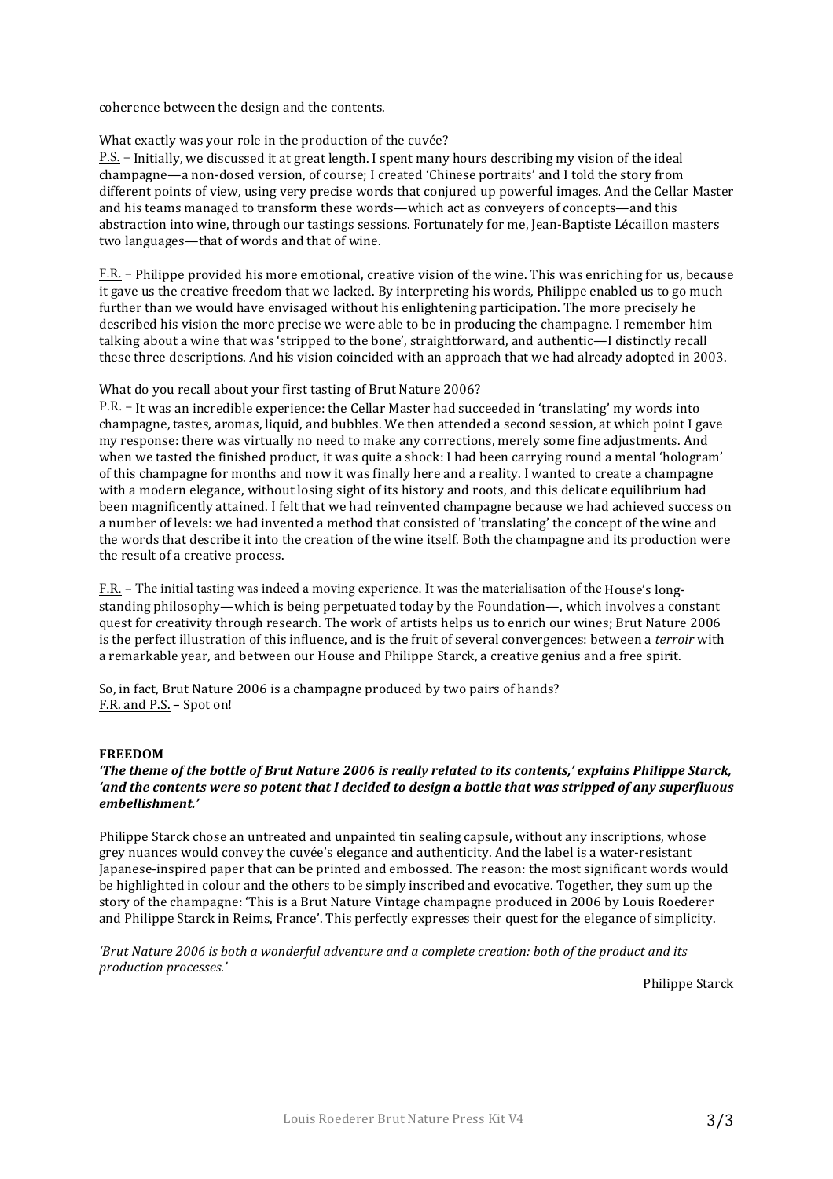coherence between the design and the contents.

What exactly was your role in the production of the cuvée?

P.S. – Initially, we discussed it at great length. I spent many hours describing my vision of the ideal champagne—a non-dosed version, of course; I created 'Chinese portraits' and I told the story from different points of view, using very precise words that conjured up powerful images. And the Cellar Master and his teams managed to transform these words—which act as conveyers of concepts—and this abstraction into wine, through our tastings sessions. Fortunately for me, Jean-Baptiste Lécaillon masters two languages—that of words and that of wine.

F.R. – Philippe provided his more emotional, creative vision of the wine. This was enriching for us, because it gave us the creative freedom that we lacked. By interpreting his words, Philippe enabled us to go much further than we would have envisaged without his enlightening participation. The more precisely he described his vision the more precise we were able to be in producing the champagne. I remember him talking about a wine that was 'stripped to the bone', straightforward, and authentic—I distinctly recall these three descriptions. And his vision coincided with an approach that we had already adopted in 2003.

What do you recall about your first tasting of Brut Nature 2006?

P.R. – It was an incredible experience: the Cellar Master had succeeded in 'translating' my words into champagne, tastes, aromas, liquid, and bubbles. We then attended a second session, at which point I gave my response: there was virtually no need to make any corrections, merely some fine adjustments. And when we tasted the finished product, it was quite a shock: I had been carrying round a mental 'hologram' of this champagne for months and now it was finally here and a reality. I wanted to create a champagne with a modern elegance, without losing sight of its history and roots, and this delicate equilibrium had been magnificently attained. I felt that we had reinvented champagne because we had achieved success on a number of levels: we had invented a method that consisted of 'translating' the concept of the wine and the words that describe it into the creation of the wine itself. Both the champagne and its production were the result of a creative process.

F.R. – The initial tasting was indeed a moving experience. It was the materialisation of the House's long-standing philosophy—which is being perpetuated today by the Foundation—, which involves a constant quest for creativity through research. The work of artists helps us to enrich our wines; Brut Nature 2006 is the perfect illustration of this influence, and is the fruit of several convergences: between a *terroir* with a remarkable year, and between our House and Philippe Starck, a creative genius and a free spirit.

So, in fact, Brut Nature 2006 is a champagne produced by two pairs of hands?

F.R. and P.S. – Spot on!

## FREEDOM

***'The theme of the bottle of Brut Nature 2006 is really related to its contents,' explains Philippe Starck, 'and the contents were so potent that I decided to design a bottle that was stripped of any superfluous embellishment.'***

Philippe Starck chose an untreated and unpainted tin sealing capsule, without any inscriptions, whose grey nuances would convey the cuvée's elegance and authenticity. And the label is a water-resistant Japanese-inspired paper that can be printed and embossed. The reason: the most significant words would be highlighted in colour and the others to be simply inscribed and evocative. Together, they sum up the story of the champagne: 'This is a Brut Nature Vintage champagne produced in 2006 by Louis Roederer and Philippe Starck in Reims, France'. This perfectly expresses their quest for the elegance of simplicity.

*'Brut Nature 2006 is both a wonderful adventure and a complete creation: both of the product and its production processes.'*

Philippe Starck